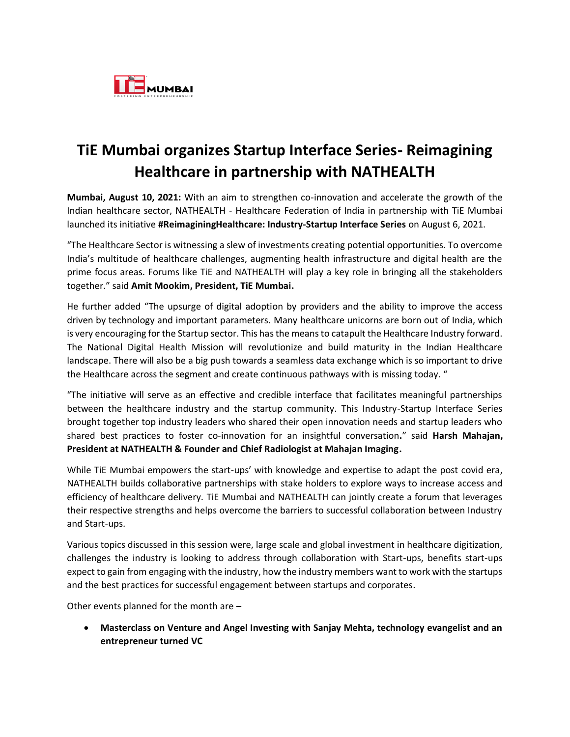# TiE Mumbai organizes Startup Interface Series- Reimagining Healthcare in partnership with NATHEALTH

**Mumbai, August 10, 2021:** With an aim to strengthen co-innovation and accelerate the growth of the Indian healthcare sector, NATHEALTH - Healthcare Federation of India in partnership with TiE Mumbai launched its initiative **#ReimaginingHealthcare: Industry-Startup Interface Series** on August 6, 2021.

"The Healthcare Sector is witnessing a slew of investments creating potential opportunities. To overcome India's multitude of healthcare challenges, augmenting health infrastructure and digital health are the prime focus areas. Forums like TiE and NATHEALTH will play a key role in bringing all the stakeholders together." said **Amit Mookim, President, TiE Mumbai.**

He further added "The upsurge of digital adoption by providers and the ability to improve the access driven by technology and important parameters. Many healthcare unicorns are born out of India, which is very encouraging for the Startup sector. This has the means to catapult the Healthcare Industry forward. The National Digital Health Mission will revolutionize and build maturity in the Indian Healthcare landscape. There will also be a big push towards a seamless data exchange which is so important to drive the Healthcare across the segment and create continuous pathways with is missing today. "

"The initiative will serve as an effective and credible interface that facilitates meaningful partnerships between the healthcare industry and the startup community. This Industry-Startup Interface Series brought together top industry leaders who shared their open innovation needs and startup leaders who shared best practices to foster co-innovation for an insightful conversation**.**" said **Harsh Mahajan, President at NATHEALTH & Founder and Chief Radiologist at Mahajan Imaging.**

While TiE Mumbai empowers the start-ups' with knowledge and expertise to adapt the post covid era, NATHEALTH builds collaborative partnerships with stake holders to explore ways to increase access and efficiency of healthcare delivery. TiE Mumbai and NATHEALTH can jointly create a forum that leverages their respective strengths and helps overcome the barriers to successful collaboration between Industry and Start-ups.

Various topics discussed in this session were, large scale and global investment in healthcare digitization, challenges the industry is looking to address through collaboration with Start-ups, benefits start-ups expect to gain from engaging with the industry, how the industry members want to work with the startups and the best practices for successful engagement between startups and corporates.

Other events planned for the month are –

- **Masterclass on Venture and Angel Investing with Sanjay Mehta, technology evangelist and an entrepreneur turned VC**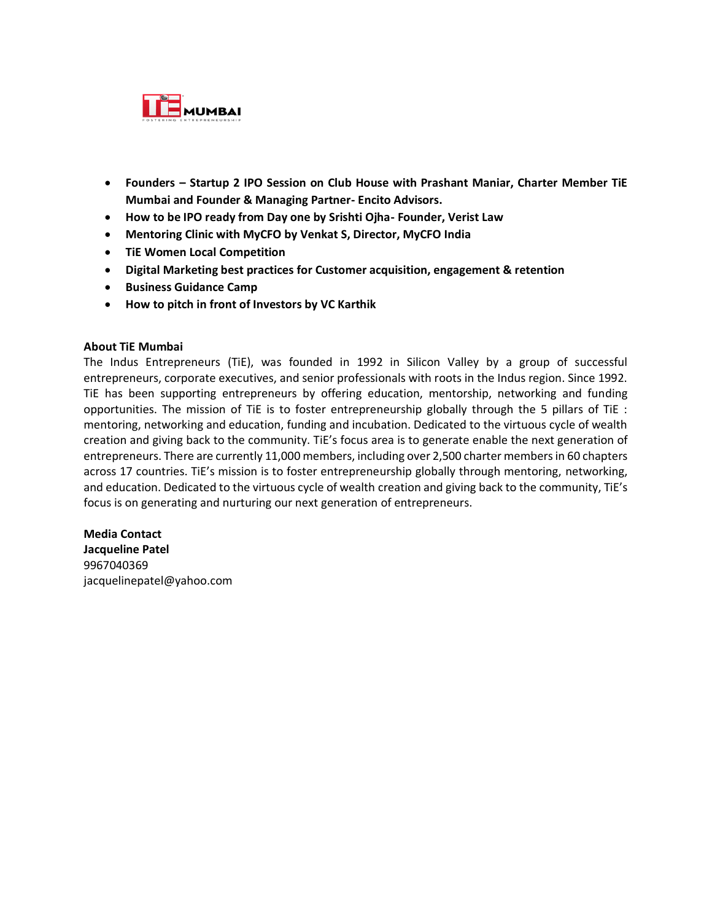- **Founders – Startup 2 IPO Session on Club House with Prashant Maniar, Charter Member TiE Mumbai and Founder & Managing Partner- Encito Advisors.**
- **How to be IPO ready from Day one by Srishti Ojha- Founder, Verist Law**
- **Mentoring Clinic with MyCFO by Venkat S, Director, MyCFO India**
- **TiE Women Local Competition**
- **Digital Marketing best practices for Customer acquisition, engagement & retention**
- **Business Guidance Camp**
- **How to pitch in front of Investors by VC Karthik**

**About TiE Mumbai**

The Indus Entrepreneurs (TiE), was founded in 1992 in Silicon Valley by a group of successful entrepreneurs, corporate executives, and senior professionals with roots in the Indus region. Since 1992. TiE has been supporting entrepreneurs by offering education, mentorship, networking and funding opportunities. The mission of TiE is to foster entrepreneurship globally through the 5 pillars of TiE : mentoring, networking and education, funding and incubation. Dedicated to the virtuous cycle of wealth creation and giving back to the community. TiE's focus area is to generate enable the next generation of entrepreneurs. There are currently 11,000 members, including over 2,500 charter members in 60 chapters across 17 countries. TiE's mission is to foster entrepreneurship globally through mentoring, networking, and education. Dedicated to the virtuous cycle of wealth creation and giving back to the community, TiE's focus is on generating and nurturing our next generation of entrepreneurs.

**Media Contact**
**Jacqueline Patel**
9967040369
jacquelinepatel@yahoo.com